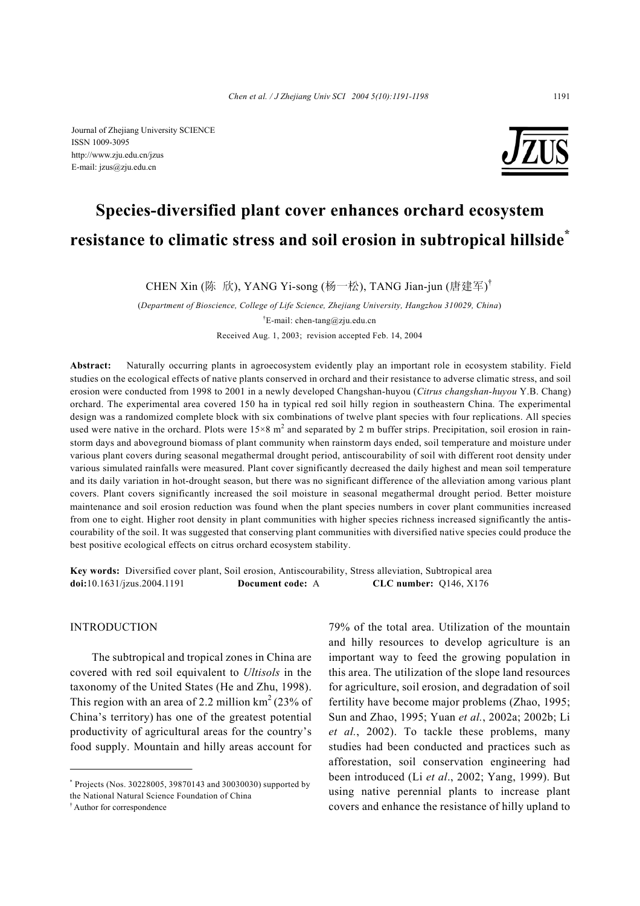Journal of Zhejiang University SCIENCE
ISSN 1009-3095
http://www.zju.edu.cn/jzus
E-mail: jzus@zju.edu.cn

# Species-diversified plant cover enhances orchard ecosystem resistance to climatic stress and soil erosion in subtropical hillside*

CHEN Xin (陈 欣), YANG Yi-song (杨一松), TANG Jian-jun (唐建军)†

(*Department of Bioscience, College of Life Science, Zhejiang University, Hangzhou 310029, China*)

†E-mail: chen-tang@zju.edu.cn

Received Aug. 1, 2003; revision accepted Feb. 14, 2004

**Abstract:** Naturally occurring plants in agroecosystem evidently play an important role in ecosystem stability. Field studies on the ecological effects of native plants conserved in orchard and their resistance to adverse climatic stress, and soil erosion were conducted from 1998 to 2001 in a newly developed Changshan-huyou (*Citrus changshan-huyou* Y.B. Chang) orchard. The experimental area covered 150 ha in typical red soil hilly region in southeastern China. The experimental design was a randomized complete block with six combinations of twelve plant species with four replications. All species used were native in the orchard. Plots were 15×8 $m^2$ and separated by 2 m buffer strips. Precipitation, soil erosion in rainstorm days and aboveground biomass of plant community when rainstorm days ended, soil temperature and moisture under various plant covers during seasonal megathermal drought period, antiscourability of soil with different root density under various simulated rainfalls were measured. Plant cover significantly decreased the daily highest and mean soil temperature and its daily variation in hot-drought season, but there was no significant difference of the alleviation among various plant covers. Plant covers significantly increased the soil moisture in seasonal megathermal drought period. Better moisture maintenance and soil erosion reduction was found when the plant species numbers in cover plant communities increased from one to eight. Higher root density in plant communities with higher species richness increased significantly the antiscourability of the soil. It was suggested that conserving plant communities with diversified native species could produce the best positive ecological effects on citrus orchard ecosystem stability.

**Key words:** Diversified cover plant, Soil erosion, Antiscourability, Stress alleviation, Subtropical area
**doi:**10.1631/jzus.2004.1191 **Document code:** A **CLC number:** Q146, X176

## INTRODUCTION

The subtropical and tropical zones in China are covered with red soil equivalent to *Ultisols* in the taxonomy of the United States (He and Zhu, 1998). This region with an area of 2.2 million $km^2$ (23% of China's territory) has one of the greatest potential productivity of agricultural areas for the country's food supply. Mountain and hilly areas account for 79% of the total area. Utilization of the mountain and hilly resources to develop agriculture is an important way to feed the growing population in this area. The utilization of the slope land resources for agriculture, soil erosion, and degradation of soil fertility have become major problems (Zhao, 1995; Sun and Zhao, 1995; Yuan *et al.*, 2002a; 2002b; Li *et al.*, 2002). To tackle these problems, many studies had been conducted and practices such as afforestation, soil conservation engineering had been introduced (Li *et al.*, 2002; Yang, 1999). But using native perennial plants to increase plant covers and enhance the resistance of hilly upland to

---

* Projects (Nos. 30228005, 39870143 and 30030030) supported by the National Natural Science Foundation of China
† Author for correspondence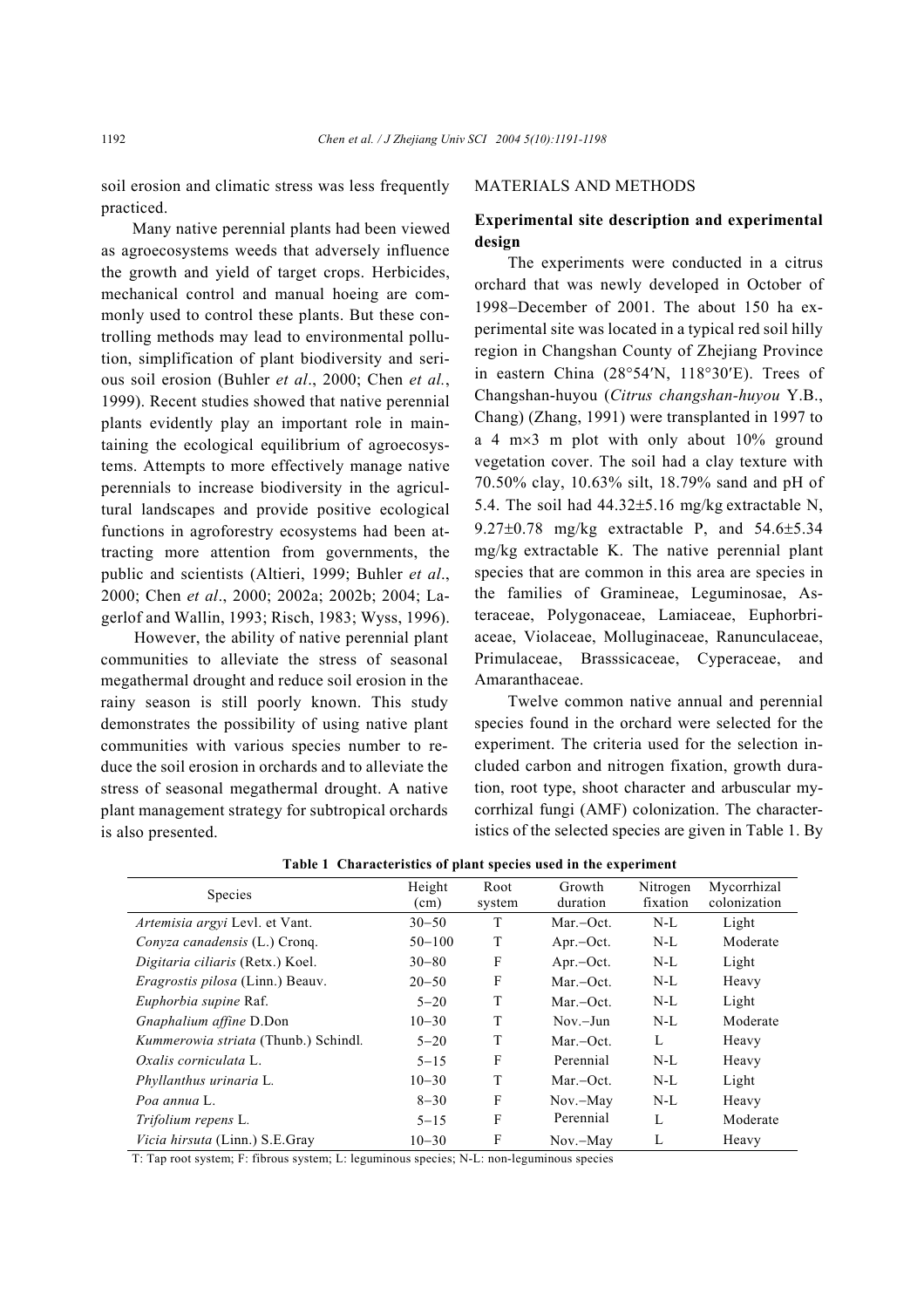soil erosion and climatic stress was less frequently practiced.

Many native perennial plants had been viewed as agroecosystems weeds that adversely influence the growth and yield of target crops. Herbicides, mechanical control and manual hoeing are commonly used to control these plants. But these controlling methods may lead to environmental pollution, simplification of plant biodiversity and serious soil erosion (Buhler *et al*., 2000; Chen *et al*., 1999). Recent studies showed that native perennial plants evidently play an important role in maintaining the ecological equilibrium of agroecosystems. Attempts to more effectively manage native perennials to increase biodiversity in the agricultural landscapes and provide positive ecological functions in agroforestry ecosystems had been attracting more attention from governments, the public and scientists (Altieri, 1999; Buhler *et al*., 2000; Chen *et al*., 2000; 2002a; 2002b; 2004; Lagerlof and Wallin, 1993; Risch, 1983; Wyss, 1996).

However, the ability of native perennial plant communities to alleviate the stress of seasonal megathermal drought and reduce soil erosion in the rainy season is still poorly known. This study demonstrates the possibility of using native plant communities with various species number to reduce the soil erosion in orchards and to alleviate the stress of seasonal megathermal drought. A native plant management strategy for subtropical orchards is also presented.

## MATERIALS AND METHODS

### Experimental site description and experimental design

The experiments were conducted in a citrus orchard that was newly developed in October of 1998−December of 2001. The about 150 ha experimental site was located in a typical red soil hilly region in Changshan County of Zhejiang Province in eastern China (28°54′N, 118°30′E). Trees of Changshan-huyou (*Citrus changshan-huyou* Y.B., Chang) (Zhang, 1991) were transplanted in 1997 to a 4 m×3 m plot with only about 10% ground vegetation cover. The soil had a clay texture with 70.50% clay, 10.63% silt, 18.79% sand and pH of 5.4. The soil had 44.32±5.16 mg/kg extractable N, 9.27±0.78 mg/kg extractable P, and 54.6±5.34 mg/kg extractable K. The native perennial plant species that are common in this area are species in the families of Gramineae, Leguminosae, Asteraceae, Polygonaceae, Lamiaceae, Euphorbriaceae, Violaceae, Molluginaceae, Ranunculaceae, Primulaceae, Brasssicaceae, Cyperaceae, and Amaranthaceae.

Twelve common native annual and perennial species found in the orchard were selected for the experiment. The criteria used for the selection included carbon and nitrogen fixation, growth duration, root type, shoot character and arbuscular mycorrhizal fungi (AMF) colonization. The characteristics of the selected species are given in Table 1. By

**Table 1 Characteristics of plant species used in the experiment**

| Species | Height (cm) | Root system | Growth duration | Nitrogen fixation | Mycorrhizal colonization |
|---|---|---|---|---|---|
| *Artemisia argyi* Levl. et Vant. | 30−50 | T | Mar.–Oct. | N-L | Light |
| *Conyza canadensis* (L.) Cronq. | 50−100 | T | Apr.–Oct. | N-L | Moderate |
| *Digitaria ciliaris* (Retx.) Koel. | 30−80 | F | Apr.–Oct. | N-L | Light |
| *Eragrostis pilosa* (Linn.) Beauv. | 20−50 | F | Mar.–Oct. | N-L | Heavy |
| *Euphorbia supine* Raf. | 5−20 | T | Mar.–Oct. | N-L | Light |
| *Gnaphalium affine* D.Don | 10−30 | T | Nov.–Jun | N-L | Moderate |
| *Kummerowia striata* (Thunb.) Schindl. | 5−20 | T | Mar.–Oct. | L | Heavy |
| *Oxalis corniculata* L. | 5−15 | F | Perennial | N-L | Heavy |
| *Phyllanthus urinaria* L. | 10−30 | T | Mar.–Oct. | N-L | Light |
| *Poa annua* L. | 8−30 | F | Nov.–May | N-L | Heavy |
| *Trifolium repens* L. | 5−15 | F | Perennial | L | Moderate |
| *Vicia hirsuta* (Linn.) S.E.Gray | 10−30 | F | Nov.–May | L | Heavy |

T: Tap root system; F: fibrous system; L: leguminous species; N-L: non-leguminous species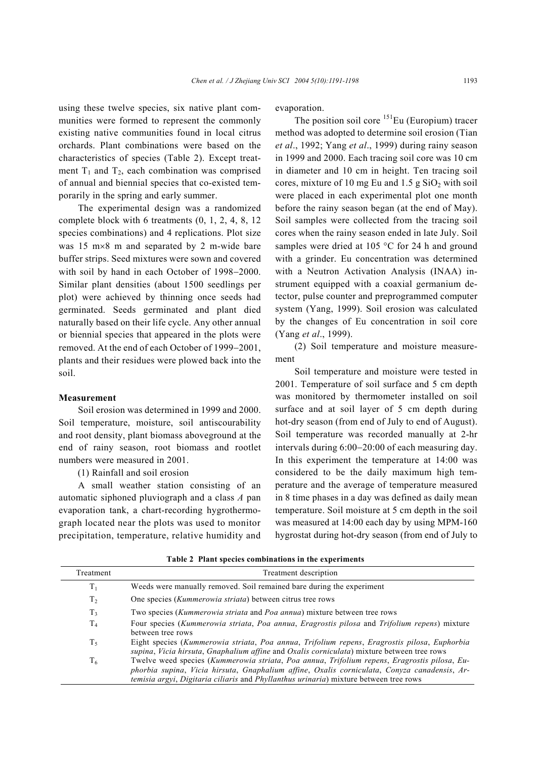using these twelve species, six native plant communities were formed to represent the commonly existing native communities found in local citrus orchards. Plant combinations were based on the characteristics of species (Table 2). Except treatment $T_1$ and $T_2$, each combination was comprised of annual and biennial species that co-existed temporarily in the spring and early summer.

The experimental design was a randomized complete block with 6 treatments (0, 1, 2, 4, 8, 12 species combinations) and 4 replications. Plot size was 15 m×8 m and separated by 2 m-wide bare buffer strips. Seed mixtures were sown and covered with soil by hand in each October of 1998–2000. Similar plant densities (about 1500 seedlings per plot) were achieved by thinning once seeds had germinated. Seeds germinated and plant died naturally based on their life cycle. Any other annual or biennial species that appeared in the plots were removed. At the end of each October of 1999–2001, plants and their residues were plowed back into the soil.

### Measurement

Soil erosion was determined in 1999 and 2000. Soil temperature, moisture, soil antiscourability and root density, plant biomass aboveground at the end of rainy season, root biomass and rootlet numbers were measured in 2001.

(1) Rainfall and soil erosion

A small weather station consisting of an automatic siphoned pluviograph and a class *A* pan evaporation tank, a chart-recording hygrothermograph located near the plots was used to monitor precipitation, temperature, relative humidity and evaporation.

The position soil core $^{151}$Eu (Europium) tracer method was adopted to determine soil erosion (Tian *et al*., 1992; Yang *et al*., 1999) during rainy season in 1999 and 2000. Each tracing soil core was 10 cm in diameter and 10 cm in height. Ten tracing soil cores, mixture of 10 mg Eu and 1.5 g $SiO_2$ with soil were placed in each experimental plot one month before the rainy season began (at the end of May). Soil samples were collected from the tracing soil cores when the rainy season ended in late July. Soil samples were dried at 105 °C for 24 h and ground with a grinder. Eu concentration was determined with a Neutron Activation Analysis (INAA) instrument equipped with a coaxial germanium detector, pulse counter and preprogrammed computer system (Yang, 1999). Soil erosion was calculated by the changes of Eu concentration in soil core (Yang *et al*., 1999).

(2) Soil temperature and moisture measurement

Soil temperature and moisture were tested in 2001. Temperature of soil surface and 5 cm depth was monitored by thermometer installed on soil surface and at soil layer of 5 cm depth during hot-dry season (from end of July to end of August). Soil temperature was recorded manually at 2-hr intervals during 6:00–20:00 of each measuring day. In this experiment the temperature at 14:00 was considered to be the daily maximum high temperature and the average of temperature measured in 8 time phases in a day was defined as daily mean temperature. Soil moisture at 5 cm depth in the soil was measured at 14:00 each day by using MPM-160 hygrostat during hot-dry season (from end of July to

**Table 2 Plant species combinations in the experiments**

| Treatment | Treatment description |
|---|---|
| $T_1$ | Weeds were manually removed. Soil remained bare during the experiment |
| $T_2$ | One species (*Kummerowia striata*) between citrus tree rows |
| $T_3$ | Two species (*Kummerowia striata* and *Poa annua*) mixture between tree rows |
| $T_4$ | Four species (*Kummerowia striata*, *Poa annua*, *Eragrostis pilosa* and *Trifolium repens*) mixture between tree rows |
| $T_5$ | Eight species (*Kummerowia striata*, *Poa annua*, *Trifolium repens*, *Eragrostis pilosa*, *Euphorbia supina*, *Vicia hirsuta*, *Gnaphalium affine* and *Oxalis corniculata*) mixture between tree rows |
| $T_6$ | Twelve weed species (*Kummerowia striata*, *Poa annua*, *Trifolium repens*, *Eragrostis pilosa*, *Euphorbia supina*, *Vicia hirsuta*, *Gnaphalium affine*, *Oxalis corniculata*, *Conyza canadensis*, *Artemisia argyi*, *Digitaria ciliaris* and *Phyllanthus urinaria*) mixture between tree rows |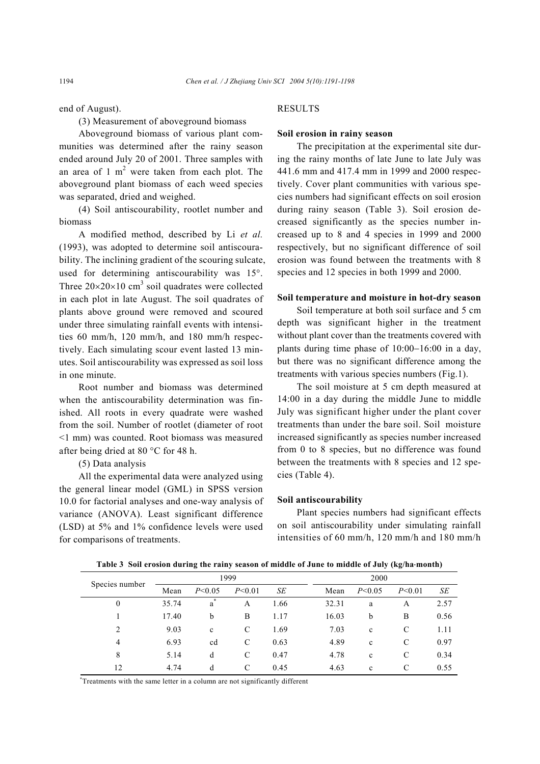end of August).

(3) Measurement of aboveground biomass

Aboveground biomass of various plant communities was determined after the rainy season ended around July 20 of 2001. Three samples with an area of 1 $m^2$ were taken from each plot. The aboveground plant biomass of each weed species was separated, dried and weighed.

(4) Soil antiscourability, rootlet number and biomass

A modified method, described by Li *et al.* (1993), was adopted to determine soil antiscourability. The inclining gradient of the scouring sulcate, used for determining antiscourability was 15°. Three $20\times20\times10$ $cm^3$ soil quadrates were collected in each plot in late August. The soil quadrates of plants above ground were removed and scoured under three simulating rainfall events with intensities 60 mm/h, 120 mm/h, and 180 mm/h respectively. Each simulating scour event lasted 13 minutes. Soil antiscourability was expressed as soil loss in one minute.

Root number and biomass was determined when the antiscourability determination was finished. All roots in every quadrate were washed from the soil. Number of rootlet (diameter of root <1 mm) was counted. Root biomass was measured after being dried at 80 °C for 48 h.

(5) Data analysis

All the experimental data were analyzed using the general linear model (GML) in SPSS version 10.0 for factorial analyses and one-way analysis of variance (ANOVA). Least significant difference (LSD) at 5% and 1% confidence levels were used for comparisons of treatments.

## RESULTS

### Soil erosion in rainy season

The precipitation at the experimental site during the rainy months of late June to late July was 441.6 mm and 417.4 mm in 1999 and 2000 respectively. Cover plant communities with various species numbers had significant effects on soil erosion during rainy season (Table 3). Soil erosion decreased significantly as the species number increased up to 8 and 4 species in 1999 and 2000 respectively, but no significant difference of soil erosion was found between the treatments with 8 species and 12 species in both 1999 and 2000.

### Soil temperature and moisture in hot-dry season

Soil temperature at both soil surface and 5 cm depth was significant higher in the treatment without plant cover than the treatments covered with plants during time phase of 10:00–16:00 in a day, but there was no significant difference among the treatments with various species numbers (Fig.1).

The soil moisture at 5 cm depth measured at 14:00 in a day during the middle June to middle July was significant higher under the plant cover treatments than under the bare soil. Soil moisture increased significantly as species number increased from 0 to 8 species, but no difference was found between the treatments with 8 species and 12 species (Table 4).

### Soil antiscourability

Plant species numbers had significant effects on soil antiscourability under simulating rainfall intensities of 60 mm/h, 120 mm/h and 180 mm/h

**Table 3 Soil erosion during the rainy season of middle of June to middle of July (kg/ha·month)**

| Species number | 1999 | | | | 2000 | | | |
|---|---|---|---|---|---|---|---|---|
| | Mean | $P$<0.05 | $P$<0.01 | *SE* | Mean | $P$<0.05 | $P$<0.01 | *SE* |
| 0 | 35.74 | a* | A | 1.66 | 32.31 | a | A | 2.57 |
| 1 | 17.40 | b | B | 1.17 | 16.03 | b | B | 0.56 |
| 2 | 9.03 | c | C | 1.69 | 7.03 | c | C | 1.11 |
| 4 | 6.93 | cd | C | 0.63 | 4.89 | c | C | 0.97 |
| 8 | 5.14 | d | C | 0.47 | 4.78 | c | C | 0.34 |
| 12 | 4.74 | d | C | 0.45 | 4.63 | c | C | 0.55 |

*Treatments with the same letter in a column are not significantly different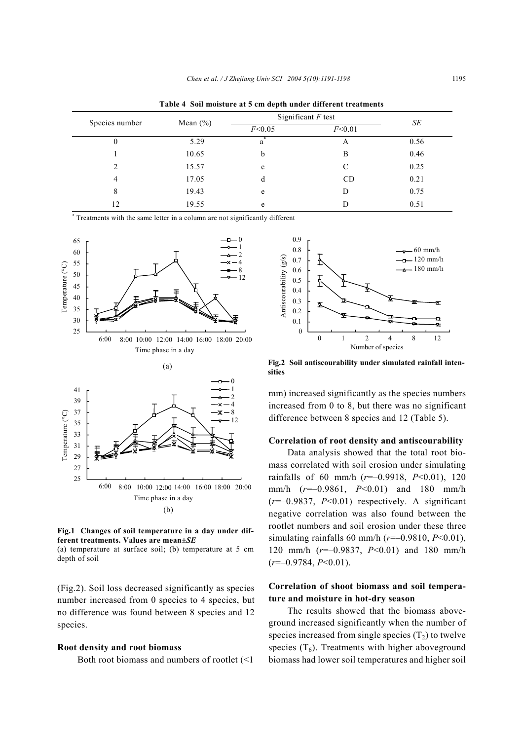**Table 4 Soil moisture at 5 cm depth under different treatments**

| Species number | Mean (%) | Significant $F$ test | | $SE$ |
|---|---|---|---|---|
| | | $F$<0.05 | $F$<0.01 | |
| 0 | 5.29 | a* | A | 0.56 |
| 1 | 10.65 | b | B | 0.46 |
| 2 | 15.57 | c | C | 0.25 |
| 4 | 17.05 | d | CD | 0.21 |
| 8 | 19.43 | e | D | 0.75 |
| 12 | 19.55 | e | D | 0.51 |

* Treatments with the same letter in a column are not significantly different

**Fig.1 Changes of soil temperature in a day under different treatments. Values are mean±*SE***
(a) temperature at surface soil; (b) temperature at 5 cm depth of soil

(Fig.2). Soil loss decreased significantly as species number increased from 0 species to 4 species, but no difference was found between 8 species and 12 species.

### Root density and root biomass

Both root biomass and numbers of rootlet (<1 mm) increased significantly as the species numbers increased from 0 to 8, but there was no significant difference between 8 species and 12 (Table 5).

**Fig.2 Soil antiscourability under simulated rainfall intensities**

### Correlation of root density and antiscourability

Data analysis showed that the total root biomass correlated with soil erosion under simulating rainfalls of 60 mm/h ($r$=–0.9918, $P$<0.01), 120 mm/h ($r$=–0.9861, $P$<0.01) and 180 mm/h ($r$=–0.9837, $P$<0.01) respectively. A significant negative correlation was also found between the rootlet numbers and soil erosion under these three simulating rainfalls 60 mm/h ($r$=–0.9810, $P$<0.01), 120 mm/h ($r$=–0.9837, $P$<0.01) and 180 mm/h ($r$=–0.9784, $P$<0.01).

### Correlation of shoot biomass and soil temperature and moisture in hot-dry season

The results showed that the biomass aboveground increased significantly when the number of species increased from single species ($T_2$) to twelve species ($T_6$). Treatments with higher aboveground biomass had lower soil temperatures and higher soil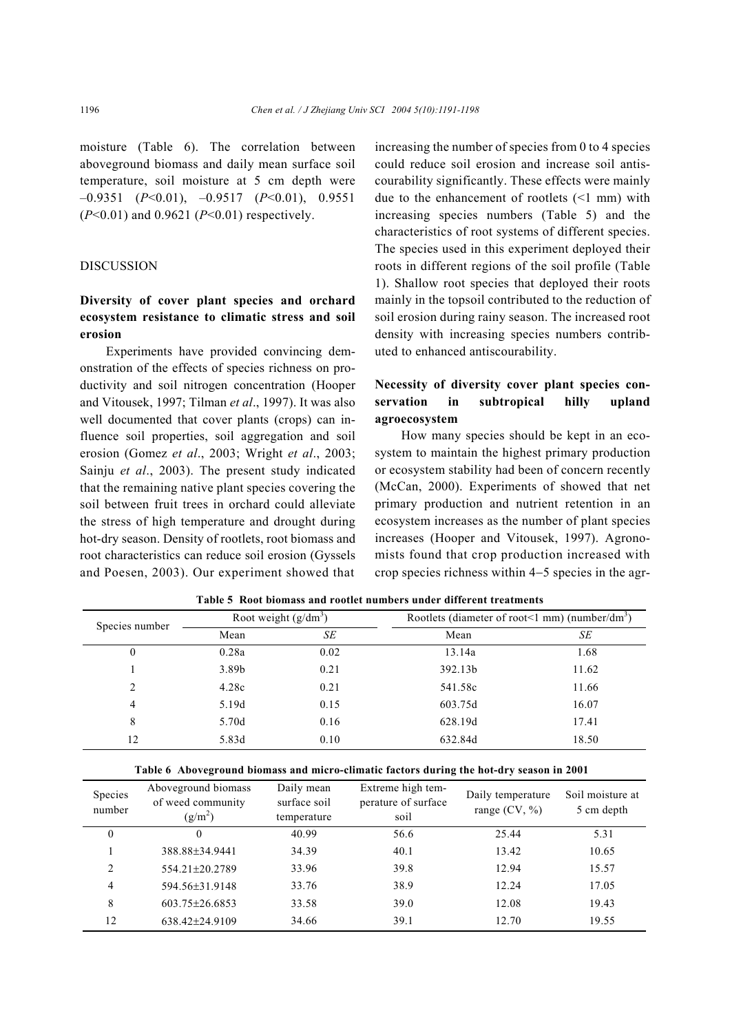moisture (Table 6). The correlation between aboveground biomass and daily mean surface soil temperature, soil moisture at 5 cm depth were –0.9351 ($P$<0.01), –0.9517 ($P$<0.01), 0.9551 ($P$<0.01) and 0.9621 ($P$<0.01) respectively.

## DISCUSSION

### Diversity of cover plant species and orchard ecosystem resistance to climatic stress and soil erosion

Experiments have provided convincing demonstration of the effects of species richness on productivity and soil nitrogen concentration (Hooper and Vitousek, 1997; Tilman *et al*., 1997). It was also well documented that cover plants (crops) can influence soil properties, soil aggregation and soil erosion (Gomez *et al*., 2003; Wright *et al*., 2003; Sainju *et al*., 2003). The present study indicated that the remaining native plant species covering the soil between fruit trees in orchard could alleviate the stress of high temperature and drought during hot-dry season. Density of rootlets, root biomass and root characteristics can reduce soil erosion (Gyssels and Poesen, 2003). Our experiment showed that increasing the number of species from 0 to 4 species could reduce soil erosion and increase soil antiscourability significantly. These effects were mainly due to the enhancement of rootlets (<1 mm) with increasing species numbers (Table 5) and the characteristics of root systems of different species. The species used in this experiment deployed their roots in different regions of the soil profile (Table 1). Shallow root species that deployed their roots mainly in the topsoil contributed to the reduction of soil erosion during rainy season. The increased root density with increasing species numbers contributed to enhanced antiscourability.

### Necessity of diversity cover plant species conservation in subtropical hilly upland agroecosystem

How many species should be kept in an ecosystem to maintain the highest primary production or ecosystem stability had been of concern recently (McCan, 2000). Experiments of showed that net primary production and nutrient retention in an ecosystem increases as the number of plant species increases (Hooper and Vitousek, 1997). Agronomists found that crop production increased with crop species richness within 4−5 species in the agr-

**Table 5 Root biomass and rootlet numbers under different treatments**

| Species number | Root weight (g/dm$^3$) | | Rootlets (diameter of root<1 mm) (number/dm$^3$) | |
|---|---|---|---|---|
| | Mean | *SE* | Mean | *SE* |
| 0 | 0.28a | 0.02 | 13.14a | 1.68 |
| 1 | 3.89b | 0.21 | 392.13b | 11.62 |
| 2 | 4.28c | 0.21 | 541.58c | 11.66 |
| 4 | 5.19d | 0.15 | 603.75d | 16.07 |
| 8 | 5.70d | 0.16 | 628.19d | 17.41 |
| 12 | 5.83d | 0.10 | 632.84d | 18.50 |

**Table 6 Aboveground biomass and micro-climatic factors during the hot-dry season in 2001**

| Species number | Aboveground biomass of weed community (g/m$^2$) | Daily mean surface soil temperature | Extreme high temperature of surface soil | Daily temperature range (CV, %) | Soil moisture at 5 cm depth |
|---|---|---|---|---|---|
| 0 | 0 | 40.99 | 56.6 | 25.44 | 5.31 |
| 1 | 388.88±34.9441 | 34.39 | 40.1 | 13.42 | 10.65 |
| 2 | 554.21±20.2789 | 33.96 | 39.8 | 12.94 | 15.57 |
| 4 | 594.56±31.9148 | 33.76 | 38.9 | 12.24 | 17.05 |
| 8 | 603.75±26.6853 | 33.58 | 39.0 | 12.08 | 19.43 |
| 12 | 638.42±24.9109 | 34.66 | 39.1 | 12.70 | 19.55 |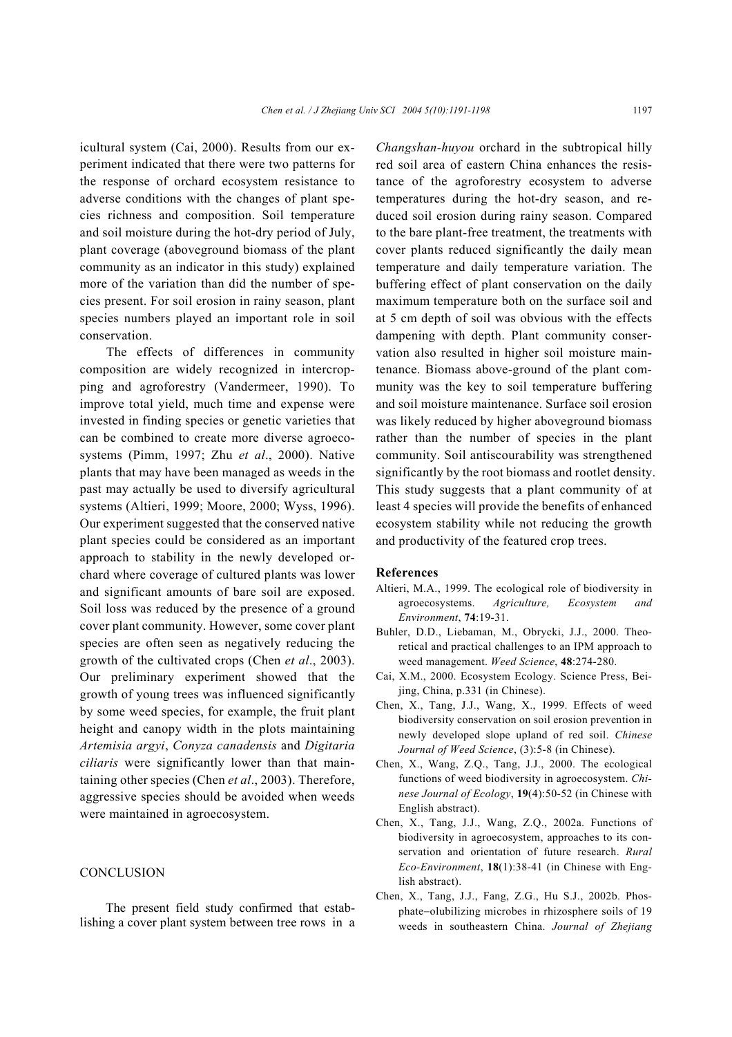icultural system (Cai, 2000). Results from our experiment indicated that there were two patterns for the response of orchard ecosystem resistance to adverse conditions with the changes of plant species richness and composition. Soil temperature and soil moisture during the hot-dry period of July, plant coverage (aboveground biomass of the plant community as an indicator in this study) explained more of the variation than did the number of species present. For soil erosion in rainy season, plant species numbers played an important role in soil conservation.

The effects of differences in community composition are widely recognized in intercropping and agroforestry (Vandermeer, 1990). To improve total yield, much time and expense were invested in finding species or genetic varieties that can be combined to create more diverse agroecosystems (Pimm, 1997; Zhu *et al*., 2000). Native plants that may have been managed as weeds in the past may actually be used to diversify agricultural systems (Altieri, 1999; Moore, 2000; Wyss, 1996). Our experiment suggested that the conserved native plant species could be considered as an important approach to stability in the newly developed orchard where coverage of cultured plants was lower and significant amounts of bare soil are exposed. Soil loss was reduced by the presence of a ground cover plant community. However, some cover plant species are often seen as negatively reducing the growth of the cultivated crops (Chen *et al*., 2003). Our preliminary experiment showed that the growth of young trees was influenced significantly by some weed species, for example, the fruit plant height and canopy width in the plots maintaining *Artemisia argyi*, *Conyza canadensis* and *Digitaria ciliaris* were significantly lower than that maintaining other species (Chen *et al*., 2003). Therefore, aggressive species should be avoided when weeds were maintained in agroecosystem.

## CONCLUSION

The present field study confirmed that establishing a cover plant system between tree rows in a *Changshan-huyou* orchard in the subtropical hilly red soil area of eastern China enhances the resistance of the agroforestry ecosystem to adverse temperatures during the hot-dry season, and reduced soil erosion during rainy season. Compared to the bare plant-free treatment, the treatments with cover plants reduced significantly the daily mean temperature and daily temperature variation. The buffering effect of plant conservation on the daily maximum temperature both on the surface soil and at 5 cm depth of soil was obvious with the effects dampening with depth. Plant community conservation also resulted in higher soil moisture maintenance. Biomass above-ground of the plant community was the key to soil temperature buffering and soil moisture maintenance. Surface soil erosion was likely reduced by higher aboveground biomass rather than the number of species in the plant community. Soil antiscourability was strengthened significantly by the root biomass and rootlet density. This study suggests that a plant community of at least 4 species will provide the benefits of enhanced ecosystem stability while not reducing the growth and productivity of the featured crop trees.

## References

Altieri, M.A., 1999. The ecological role of biodiversity in agroecosystems. *Agriculture, Ecosystem and Environment*, **74**:19-31.

Buhler, D.D., Liebaman, M., Obrycki, J.J., 2000. Theoretical and practical challenges to an IPM approach to weed management. *Weed Science*, **48**:274-280.

Cai, X.M., 2000. Ecosystem Ecology. Science Press, Beijing, China, p.331 (in Chinese).

Chen, X., Tang, J.J., Wang, X., 1999. Effects of weed biodiversity conservation on soil erosion prevention in newly developed slope upland of red soil. *Chinese Journal of Weed Science*, (3):5-8 (in Chinese).

Chen, X., Wang, Z.Q., Tang, J.J., 2000. The ecological functions of weed biodiversity in agroecosystem. *Chinese Journal of Ecology*, **19**(4):50-52 (in Chinese with English abstract).

Chen, X., Tang, J.J., Wang, Z.Q., 2002a. Functions of biodiversity in agroecosystem, approaches to its conservation and orientation of future research. *Rural Eco-Environment*, **18**(1):38-41 (in Chinese with English abstract).

Chen, X., Tang, J.J., Fang, Z.G., Hu S.J., 2002b. Phosphate–olubilizing microbes in rhizosphere soils of 19 weeds in southeastern China. *Journal of Zhejiang*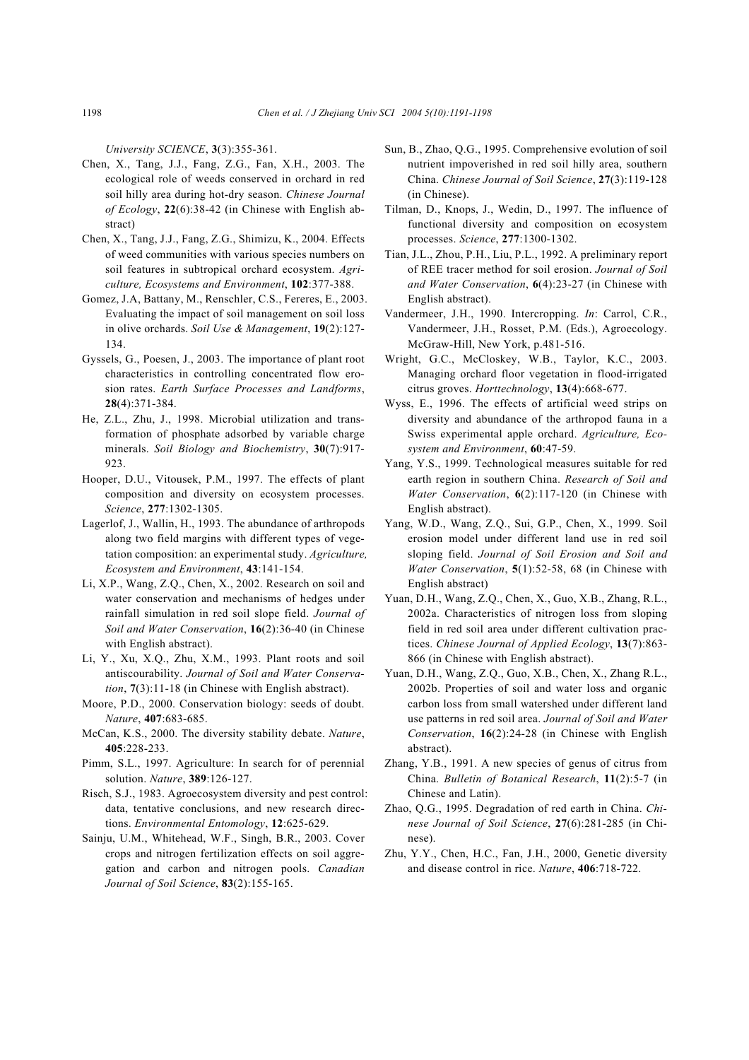*University SCIENCE*, **3**(3):355-361.

Chen, X., Tang, J.J., Fang, Z.G., Fan, X.H., 2003. The ecological role of weeds conserved in orchard in red soil hilly area during hot-dry season. *Chinese Journal of Ecology*, **22**(6):38-42 (in Chinese with English abstract)

Chen, X., Tang, J.J., Fang, Z.G., Shimizu, K., 2004. Effects of weed communities with various species numbers on soil features in subtropical orchard ecosystem. *Agriculture, Ecosystems and Environment*, **102**:377-388.

Gomez, J.A, Battany, M., Renschler, C.S., Fereres, E., 2003. Evaluating the impact of soil management on soil loss in olive orchards. *Soil Use & Management*, **19**(2):127-134.

Gyssels, G., Poesen, J., 2003. The importance of plant root characteristics in controlling concentrated flow erosion rates. *Earth Surface Processes and Landforms*, **28**(4):371-384.

He, Z.L., Zhu, J., 1998. Microbial utilization and transformation of phosphate adsorbed by variable charge minerals. *Soil Biology and Biochemistry*, **30**(7):917-923.

Hooper, D.U., Vitousek, P.M., 1997. The effects of plant composition and diversity on ecosystem processes. *Science*, **277**:1302-1305.

Lagerlof, J., Wallin, H., 1993. The abundance of arthropods along two field margins with different types of vegetation composition: an experimental study. *Agriculture, Ecosystem and Environment*, **43**:141-154.

Li, X.P., Wang, Z.Q., Chen, X., 2002. Research on soil and water conservation and mechanisms of hedges under rainfall simulation in red soil slope field. *Journal of Soil and Water Conservation*, **16**(2):36-40 (in Chinese with English abstract).

Li, Y., Xu, X.Q., Zhu, X.M., 1993. Plant roots and soil antiscourability. *Journal of Soil and Water Conservation*, **7**(3):11-18 (in Chinese with English abstract).

Moore, P.D., 2000. Conservation biology: seeds of doubt. *Nature*, **407**:683-685.

McCan, K.S., 2000. The diversity stability debate. *Nature*, **405**:228-233.

Pimm, S.L., 1997. Agriculture: In search for of perennial solution. *Nature*, **389**:126-127.

Risch, S.J., 1983. Agroecosystem diversity and pest control: data, tentative conclusions, and new research directions. *Environmental Entomology*, **12**:625-629.

Sainju, U.M., Whitehead, W.F., Singh, B.R., 2003. Cover crops and nitrogen fertilization effects on soil aggregation and carbon and nitrogen pools. *Canadian Journal of Soil Science*, **83**(2):155-165.

Sun, B., Zhao, Q.G., 1995. Comprehensive evolution of soil nutrient impoverished in red soil hilly area, southern China. *Chinese Journal of Soil Science*, **27**(3):119-128 (in Chinese).

Tilman, D., Knops, J., Wedin, D., 1997. The influence of functional diversity and composition on ecosystem processes. *Science*, **277**:1300-1302.

Tian, J.L., Zhou, P.H., Liu, P.L., 1992. A preliminary report of REE tracer method for soil erosion. *Journal of Soil and Water Conservation*, **6**(4):23-27 (in Chinese with English abstract).

Vandermeer, J.H., 1990. Intercropping. *In*: Carrol, C.R., Vandermeer, J.H., Rosset, P.M. (Eds.), Agroecology. McGraw-Hill, New York, p.481-516.

Wright, G.C., McCloskey, W.B., Taylor, K.C., 2003. Managing orchard floor vegetation in flood-irrigated citrus groves. *Horttechnology*, **13**(4):668-677.

Wyss, E., 1996. The effects of artificial weed strips on diversity and abundance of the arthropod fauna in a Swiss experimental apple orchard. *Agriculture, Ecosystem and Environment*, **60**:47-59.

Yang, Y.S., 1999. Technological measures suitable for red earth region in southern China. *Research of Soil and Water Conservation*, **6**(2):117-120 (in Chinese with English abstract).

Yang, W.D., Wang, Z.Q., Sui, G.P., Chen, X., 1999. Soil erosion model under different land use in red soil sloping field. *Journal of Soil Erosion and Soil and Water Conservation*, **5**(1):52-58, 68 (in Chinese with English abstract)

Yuan, D.H., Wang, Z.Q., Chen, X., Guo, X.B., Zhang, R.L., 2002a. Characteristics of nitrogen loss from sloping field in red soil area under different cultivation practices. *Chinese Journal of Applied Ecology*, **13**(7):863-866 (in Chinese with English abstract).

Yuan, D.H., Wang, Z.Q., Guo, X.B., Chen, X., Zhang R.L., 2002b. Properties of soil and water loss and organic carbon loss from small watershed under different land use patterns in red soil area. *Journal of Soil and Water Conservation*, **16**(2):24-28 (in Chinese with English abstract).

Zhang, Y.B., 1991. A new species of genus of citrus from China. *Bulletin of Botanical Research*, **11**(2):5-7 (in Chinese and Latin).

Zhao, Q.G., 1995. Degradation of red earth in China. *Chinese Journal of Soil Science*, **27**(6):281-285 (in Chinese).

Zhu, Y.Y., Chen, H.C., Fan, J.H., 2000, Genetic diversity and disease control in rice. *Nature*, **406**:718-722.